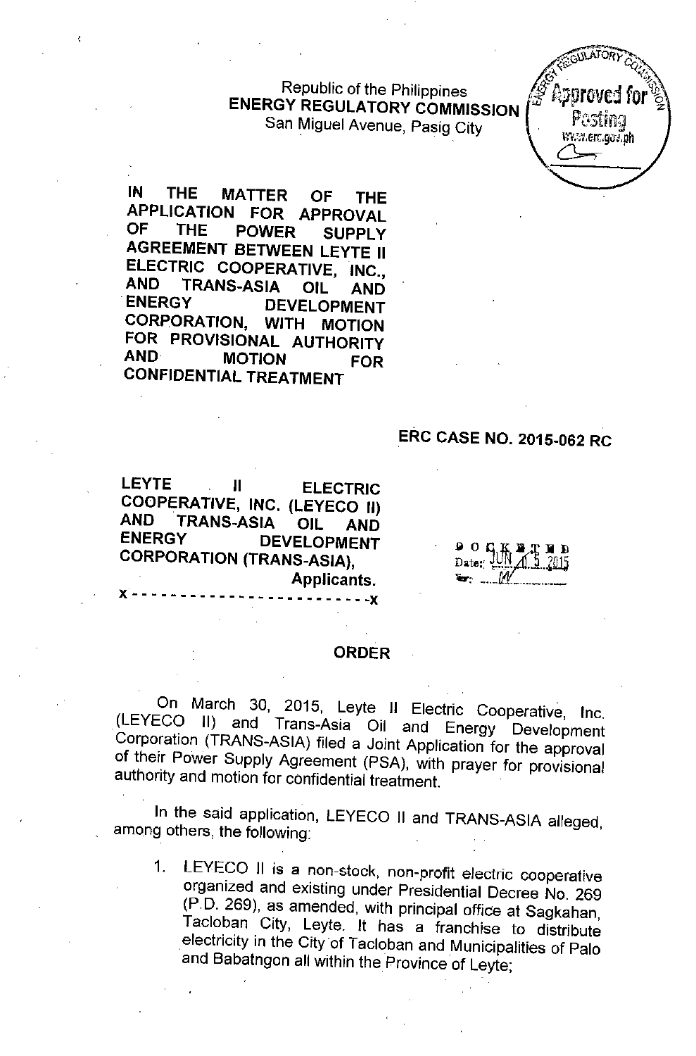Republic of the Philippines
**ENERGY REGULATORY COMMISSION**
San Miguel Avenue, Pasig City

**IN THE MATTER OF THE APPLICATION FOR APPROVAL OF THE POWER SUPPLY AGREEMENT BETWEEN LEYTE II ELECTRIC COOPERATIVE, INC., AND TRANS-ASIA OIL AND ENERGY DEVELOPMENT CORPORATION, WITH MOTION FOR PROVISIONAL AUTHORITY AND MOTION FOR CONFIDENTIAL TREATMENT**

**ERC CASE NO. 2015-062 RC**

**LEYTE II ELECTRIC COOPERATIVE, INC. (LEYECO II) AND TRANS-ASIA OIL AND ENERGY DEVELOPMENT CORPORATION (TRANS-ASIA),**
**Applicants.**
x - - - - - - - - - - - - - - - - - - - - - - - -x

DOCKETED
Date: JUN 15 2015

## ORDER

On March 30, 2015, Leyte II Electric Cooperative, Inc. (LEYECO II) and Trans-Asia Oil and Energy Development Corporation (TRANS-ASIA) filed a Joint Application for the approval of their Power Supply Agreement (PSA), with prayer for provisional authority and motion for confidential treatment.

In the said application, LEYECO II and TRANS-ASIA alleged, among others, the following:

1. LEYECO II is a non-stock, non-profit electric cooperative organized and existing under Presidential Decree No. 269 (P.D. 269), as amended, with principal office at Sagkahan, Tacloban City, Leyte. It has a franchise to distribute electricity in the City of Tacloban and Municipalities of Palo and Babatngon all within the Province of Leyte;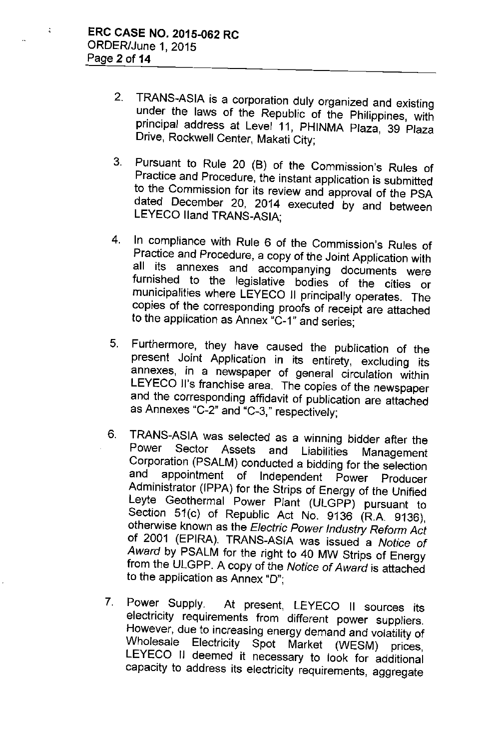2. TRANS-ASIA is a corporation duly organized and existing under the laws of the Republic of the Philippines, with principal address at Level 11, PHINMA Plaza, 39 Plaza Drive, Rockwell Center, Makati City;

3. Pursuant to Rule 20 (B) of the Commission's Rules of Practice and Procedure, the instant application is submitted to the Commission for its review and approval of the PSA dated December 20, 2014 executed by and between LEYECO IIand TRANS-ASIA;

4. In compliance with Rule 6 of the Commission's Rules of Practice and Procedure, a copy of the Joint Application with all its annexes and accompanying documents were furnished to the legislative bodies of the cities or municipalities where LEYECO II principally operates. The copies of the corresponding proofs of receipt are attached to the application as Annex "C-1" and series;

5. Furthermore, they have caused the publication of the present Joint Application in its entirety, excluding its annexes, in a newspaper of general circulation within LEYECO II's franchise area. The copies of the newspaper and the corresponding affidavit of publication are attached as Annexes "C-2" and "C-3," respectively;

6. TRANS-ASIA was selected as a winning bidder after the Power Sector Assets and Liabilities Management Corporation (PSALM) conducted a bidding for the selection and appointment of Independent Power Producer Administrator (IPPA) for the Strips of Energy of the Unified Leyte Geothermal Power Plant (ULGPP) pursuant to Section 51(c) of Republic Act No. 9136 (R.A. 9136), otherwise known as the *Electric Power Industry Reform Act* of 2001 (EPIRA). TRANS-ASIA was issued a *Notice of Award* by PSALM for the right to 40 MW Strips of Energy from the ULGPP. A copy of the *Notice of Award* is attached to the application as Annex "D";

7. Power Supply. At present, LEYECO II sources its electricity requirements from different power suppliers. However, due to increasing energy demand and volatility of Wholesale Electricity Spot Market (WESM) prices, LEYECO II deemed it necessary to look for additional capacity to address its electricity requirements, aggregate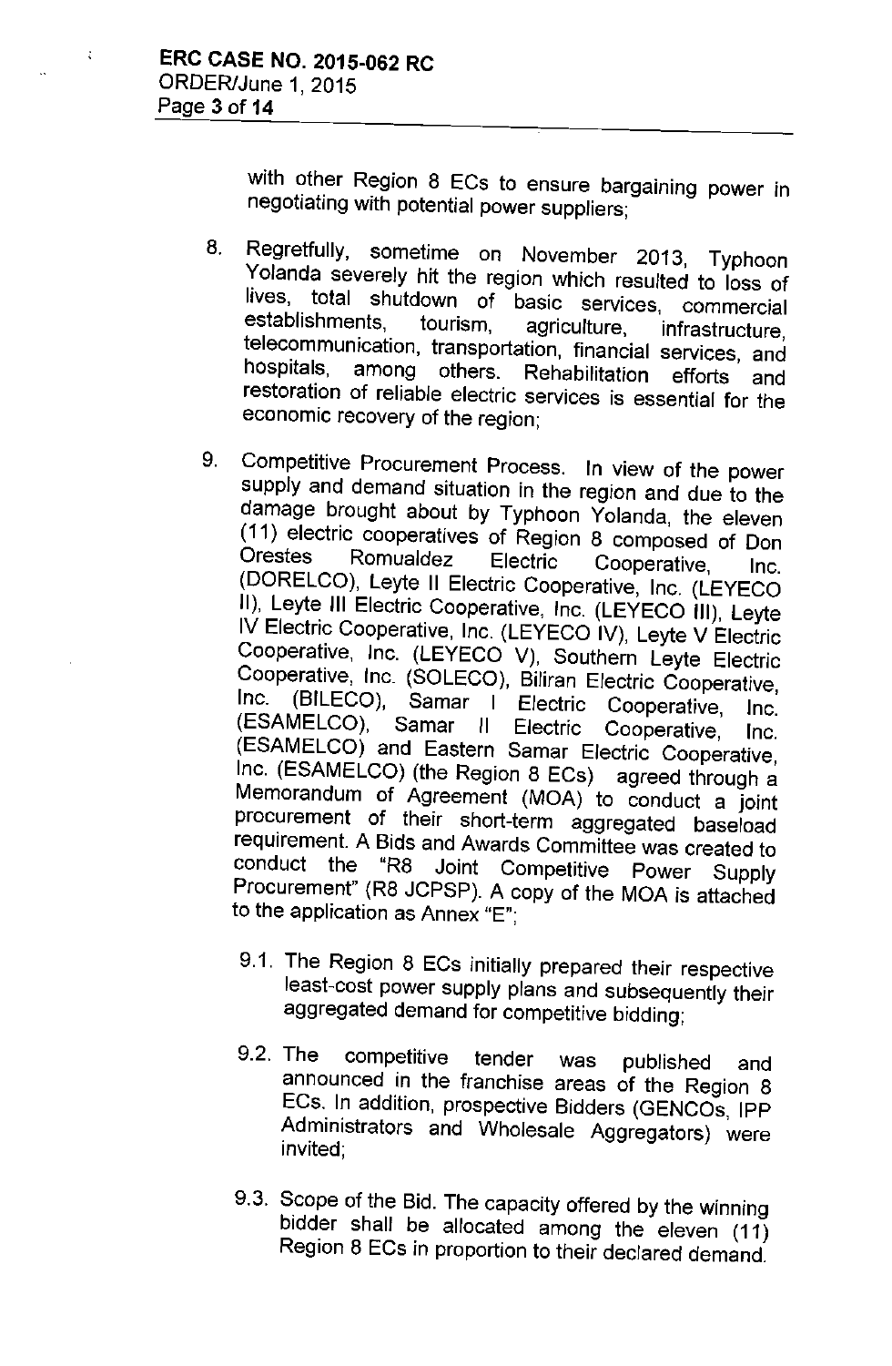with other Region 8 ECs to ensure bargaining power in negotiating with potential power suppliers;

8. Regretfully, sometime on November 2013, Typhoon Yolanda severely hit the region which resulted to loss of lives, total shutdown of basic services, commercial establishments, tourism, agriculture, infrastructure, telecommunication, transportation, financial services, and hospitals, among others. Rehabilitation efforts and restoration of reliable electric services is essential for the economic recovery of the region;

9. Competitive Procurement Process. In view of the power supply and demand situation in the region and due to the damage brought about by Typhoon Yolanda, the eleven (11) electric cooperatives of Region 8 composed of Don Orestes Romualdez Electric Cooperative, Inc. (DORELCO), Leyte II Electric Cooperative, Inc. (LEYECO II), Leyte III Electric Cooperative, Inc. (LEYECO III), Leyte IV Electric Cooperative, Inc. (LEYECO IV), Leyte V Electric Cooperative, Inc. (LEYECO V), Southern Leyte Electric Cooperative, Inc. (SOLECO), Biliran Electric Cooperative, Inc. (BILECO), Samar I Electric Cooperative, Inc. (ESAMELCO), Samar II Electric Cooperative, Inc. (ESAMELCO) and Eastern Samar Electric Cooperative, Inc. (ESAMELCO) (the Region 8 ECs) agreed through a Memorandum of Agreement (MOA) to conduct a joint procurement of their short-term aggregated baseload requirement. A Bids and Awards Committee was created to conduct the "R8 Joint Competitive Power Supply Procurement" (R8 JCPSP). A copy of the MOA is attached to the application as Annex "E";

   9.1. The Region 8 ECs initially prepared their respective least-cost power supply plans and subsequently their aggregated demand for competitive bidding;

   9.2. The competitive tender was published and announced in the franchise areas of the Region 8 ECs. In addition, prospective Bidders (GENCOs, IPP Administrators and Wholesale Aggregators) were invited;

   9.3. Scope of the Bid. The capacity offered by the winning bidder shall be allocated among the eleven (11) Region 8 ECs in proportion to their declared demand.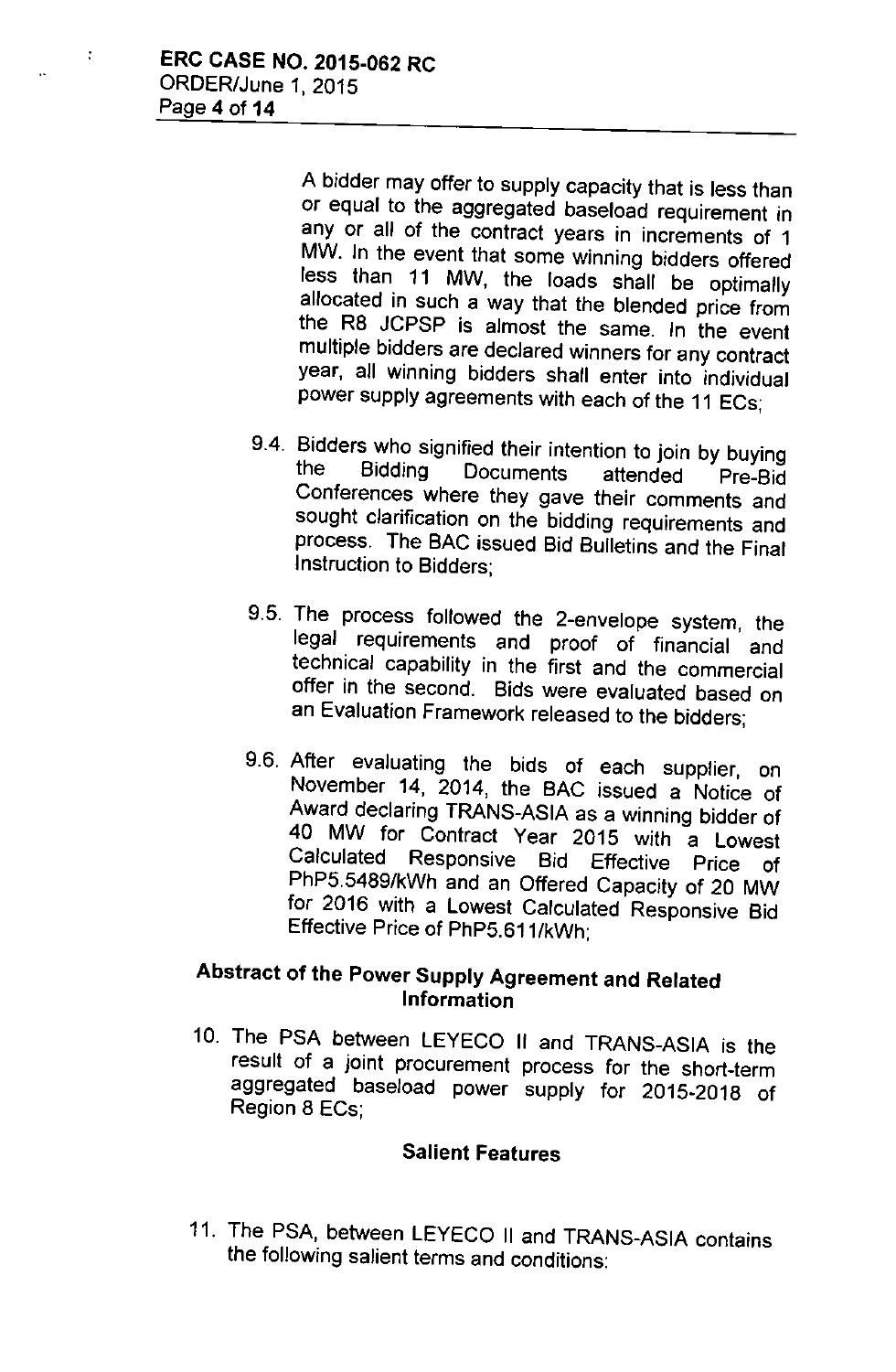A bidder may offer to supply capacity that is less than or equal to the aggregated baseload requirement in any or all of the contract years in increments of 1 MW. In the event that some winning bidders offered less than 11 MW, the loads shall be optimally allocated in such a way that the blended price from the R8 JCPSP is almost the same. In the event multiple bidders are declared winners for any contract year, all winning bidders shall enter into individual power supply agreements with each of the 11 ECs;

9.4. Bidders who signified their intention to join by buying the Bidding Documents attended Pre-Bid Conferences where they gave their comments and sought clarification on the bidding requirements and process. The BAC issued Bid Bulletins and the Final Instruction to Bidders;

9.5. The process followed the 2-envelope system, the legal requirements and proof of financial and technical capability in the first and the commercial offer in the second. Bids were evaluated based on an Evaluation Framework released to the bidders;

9.6. After evaluating the bids of each supplier, on November 14, 2014, the BAC issued a Notice of Award declaring TRANS-ASIA as a winning bidder of 40 MW for Contract Year 2015 with a Lowest Calculated Responsive Bid Effective Price of PhP5.5489/kWh and an Offered Capacity of 20 MW for 2016 with a Lowest Calculated Responsive Bid Effective Price of PhP5.611/kWh;

## Abstract of the Power Supply Agreement and Related Information

10. The PSA between LEYECO II and TRANS-ASIA is the result of a joint procurement process for the short-term aggregated baseload power supply for 2015-2018 of Region 8 ECs;

### Salient Features

11. The PSA, between LEYECO II and TRANS-ASIA contains the following salient terms and conditions: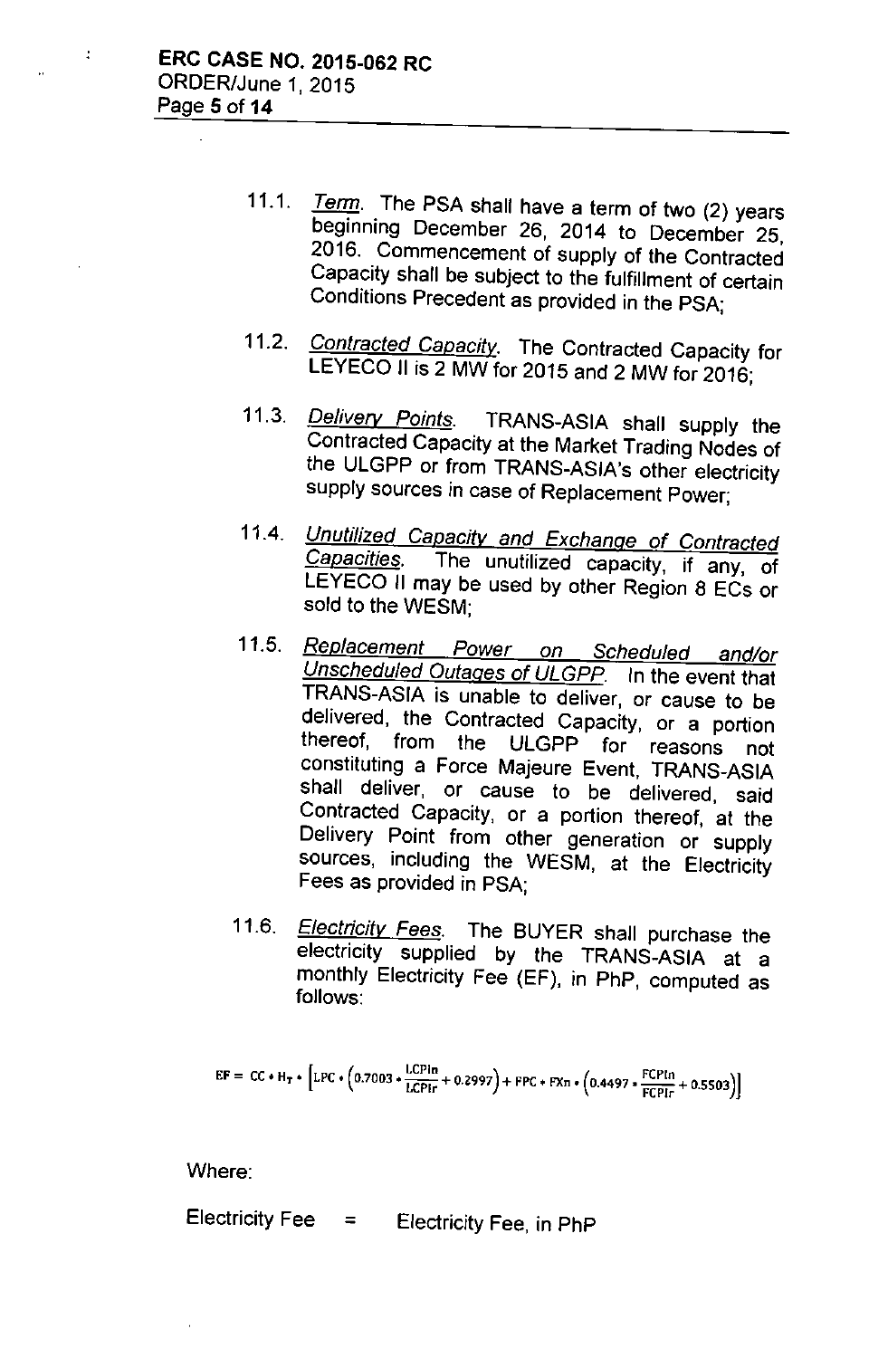11.1. *Term*. The PSA shall have a term of two (2) years beginning December 26, 2014 to December 25, 2016. Commencement of supply of the Contracted Capacity shall be subject to the fulfillment of certain Conditions Precedent as provided in the PSA;

11.2. *Contracted Capacity*. The Contracted Capacity for LEYECO II is 2 MW for 2015 and 2 MW for 2016;

11.3. *Delivery Points*. TRANS-ASIA shall supply the Contracted Capacity at the Market Trading Nodes of the ULGPP or from TRANS-ASIA's other electricity supply sources in case of Replacement Power;

11.4. *Unutilized Capacity and Exchange of Contracted Capacities*. The unutilized capacity, if any, of LEYECO II may be used by other Region 8 ECs or sold to the WESM;

11.5. *Replacement Power on Scheduled and/or Unscheduled Outages of ULGPP*. In the event that TRANS-ASIA is unable to deliver, or cause to be delivered, the Contracted Capacity, or a portion thereof, from the ULGPP for reasons not constituting a Force Majeure Event, TRANS-ASIA shall deliver, or cause to be delivered, said Contracted Capacity, or a portion thereof, at the Delivery Point from other generation or supply sources, including the WESM, at the Electricity Fees as provided in PSA;

11.6. *Electricity Fees*. The BUYER shall purchase the electricity supplied by the TRANS-ASIA at a monthly Electricity Fee (EF), in PhP, computed as follows:

$$EF = CC * H_T * \left[LPC * \left(0.7003 * \frac{LCPIn}{LCPIr} + 0.2997\right) + FPC * FXn * \left(0.4497 * \frac{FCPIn}{FCPIr} + 0.5503\right)\right]$$

Where:

Electricity Fee = Electricity Fee, in PhP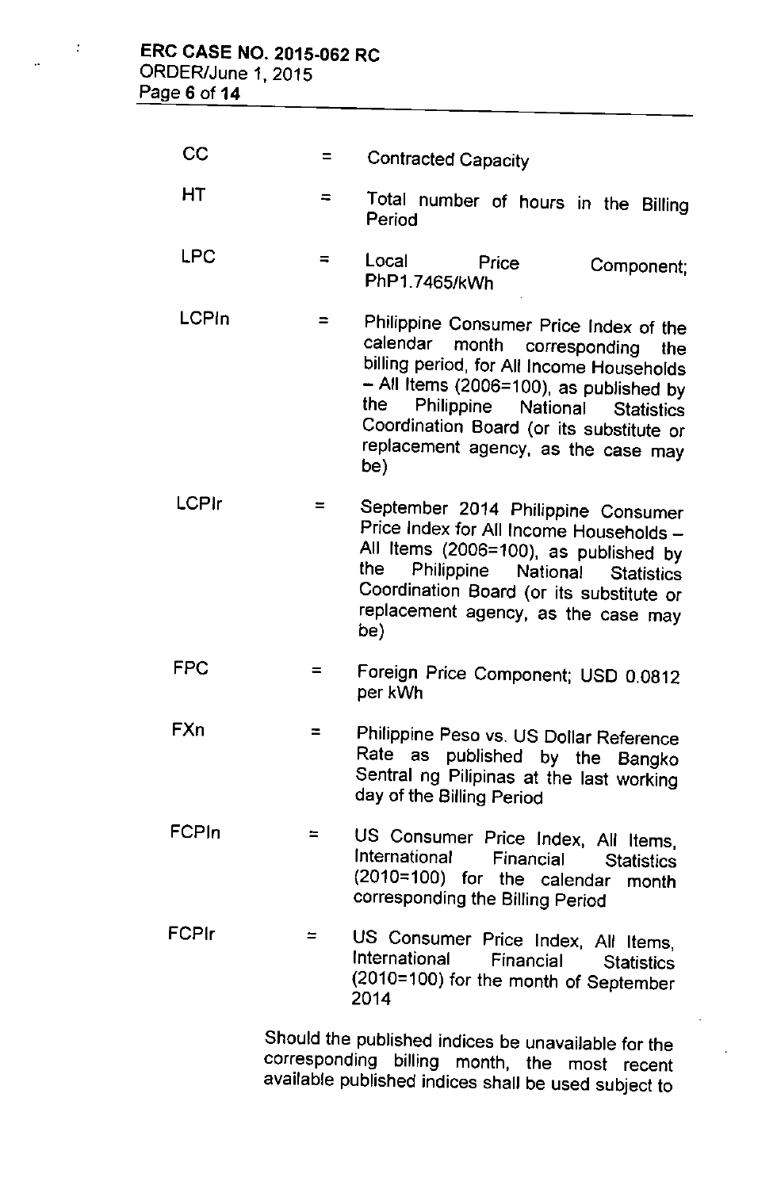| | | |
|---|---|---|
| CC | = | Contracted Capacity |
| HT | = | Total number of hours in the Billing Period |
| LPC | = | Local Price Component; PhP1.7465/kWh |
| LCPIn | = | Philippine Consumer Price Index of the calendar month corresponding the billing period, for All Income Households – All Items (2006=100), as published by the Philippine National Statistics Coordination Board (or its substitute or replacement agency, as the case may be) |
| LCPIr | = | September 2014 Philippine Consumer Price Index for All Income Households – All Items (2006=100), as published by the Philippine National Statistics Coordination Board (or its substitute or replacement agency, as the case may be) |
| FPC | = | Foreign Price Component; USD 0.0812 per kWh |
| FXn | = | Philippine Peso vs. US Dollar Reference Rate as published by the Bangko Sentral ng Pilipinas at the last working day of the Billing Period |
| FCPIn | = | US Consumer Price Index, All Items, International Financial Statistics (2010=100) for the calendar month corresponding the Billing Period |
| FCPIr | = | US Consumer Price Index, All Items, International Financial Statistics (2010=100) for the month of September 2014 |

Should the published indices be unavailable for the corresponding billing month, the most recent available published indices shall be used subject to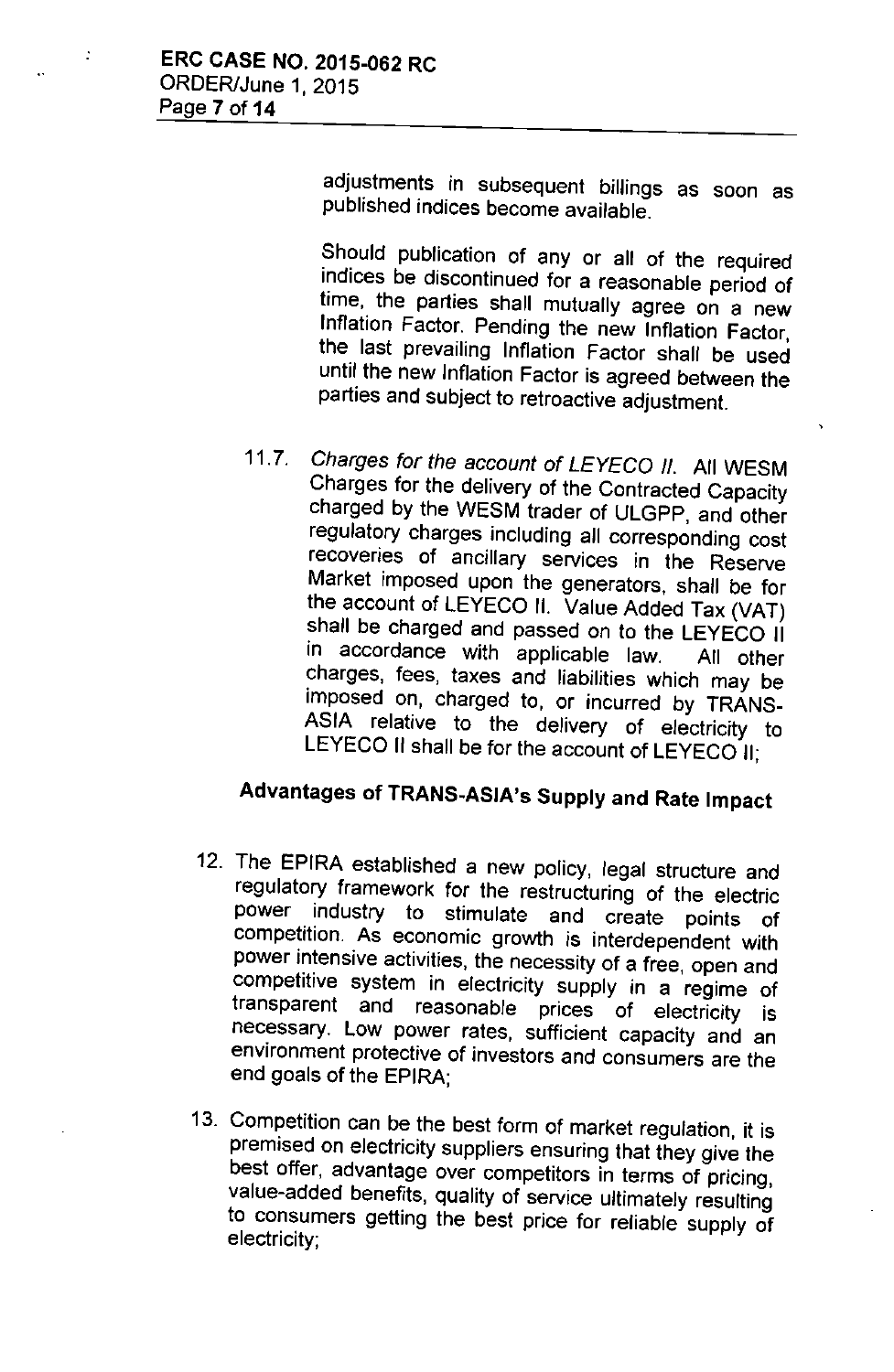adjustments in subsequent billings as soon as published indices become available.

Should publication of any or all of the required indices be discontinued for a reasonable period of time, the parties shall mutually agree on a new Inflation Factor. Pending the new Inflation Factor, the last prevailing Inflation Factor shall be used until the new Inflation Factor is agreed between the parties and subject to retroactive adjustment.

11.7. *Charges for the account of LEYECO II.* All WESM Charges for the delivery of the Contracted Capacity charged by the WESM trader of ULGPP, and other regulatory charges including all corresponding cost recoveries of ancillary services in the Reserve Market imposed upon the generators, shall be for the account of LEYECO II. Value Added Tax (VAT) shall be charged and passed on to the LEYECO II in accordance with applicable law. All other charges, fees, taxes and liabilities which may be imposed on, charged to, or incurred by TRANS-ASIA relative to the delivery of electricity to LEYECO II shall be for the account of LEYECO II;

## Advantages of TRANS-ASIA's Supply and Rate Impact

12. The EPIRA established a new policy, legal structure and regulatory framework for the restructuring of the electric power industry to stimulate and create points of competition. As economic growth is interdependent with power intensive activities, the necessity of a free, open and competitive system in electricity supply in a regime of transparent and reasonable prices of electricity is necessary. Low power rates, sufficient capacity and an environment protective of investors and consumers are the end goals of the EPIRA;

13. Competition can be the best form of market regulation, it is premised on electricity suppliers ensuring that they give the best offer, advantage over competitors in terms of pricing, value-added benefits, quality of service ultimately resulting to consumers getting the best price for reliable supply of electricity;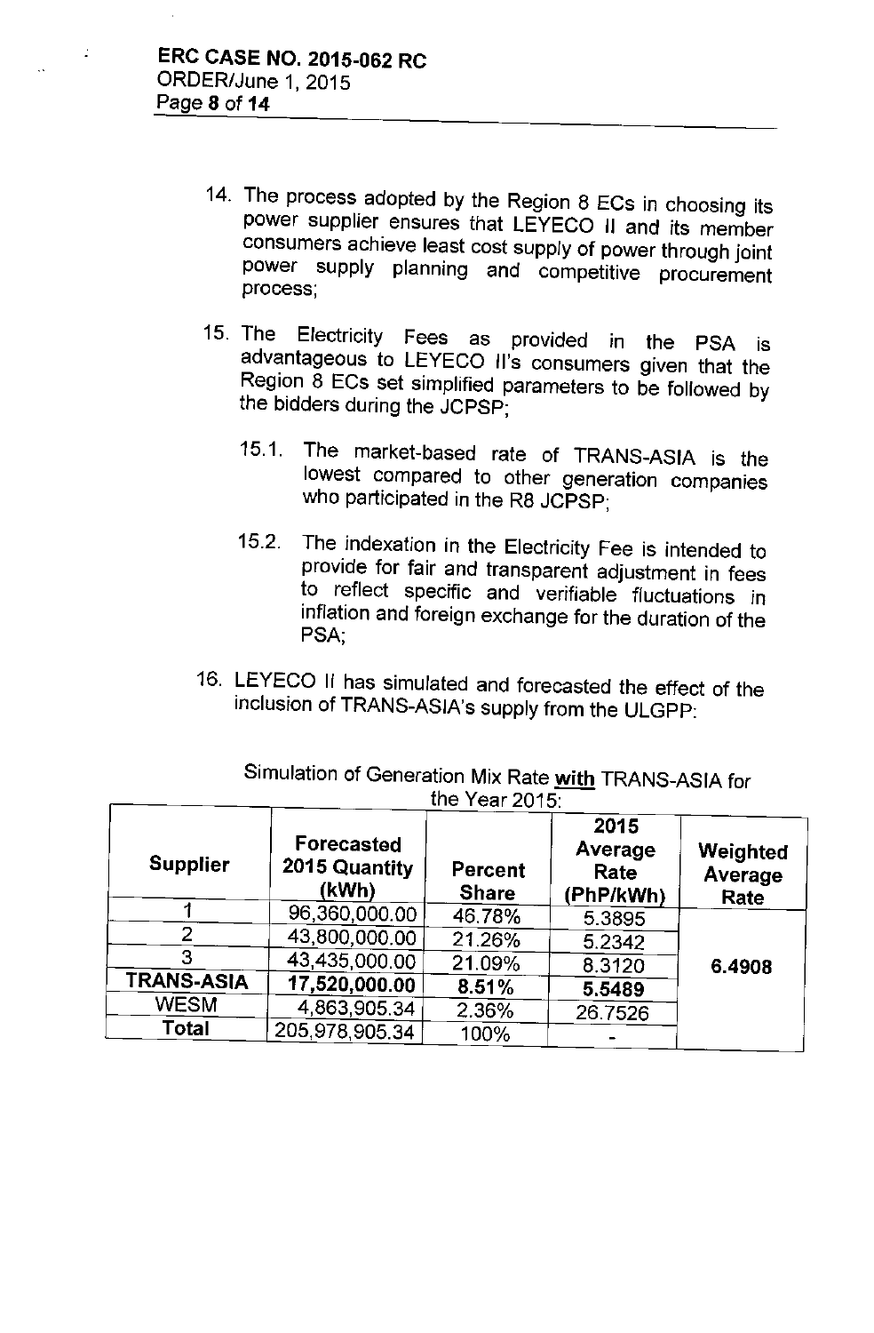14. The process adopted by the Region 8 ECs in choosing its power supplier ensures that LEYECO II and its member consumers achieve least cost supply of power through joint power supply planning and competitive procurement process;

15. The Electricity Fees as provided in the PSA is advantageous to LEYECO II's consumers given that the Region 8 ECs set simplified parameters to be followed by the bidders during the JCPSP;

    15.1. The market-based rate of TRANS-ASIA is the lowest compared to other generation companies who participated in the R8 JCPSP;

    15.2. The indexation in the Electricity Fee is intended to provide for fair and transparent adjustment in fees to reflect specific and verifiable fluctuations in inflation and foreign exchange for the duration of the PSA;

16. LEYECO II has simulated and forecasted the effect of the inclusion of TRANS-ASIA's supply from the ULGPP:

Simulation of Generation Mix Rate <u>with</u> TRANS-ASIA for the Year 2015:

| Supplier | Forecasted 2015 Quantity (kWh) | Percent Share | 2015 Average Rate (PhP/kWh) | Weighted Average Rate |
|---|---|---|---|---|
| 1 | 96,360,000.00 | 46.78% | 5.3895 | 6.4908 |
| 2 | 43,800,000.00 | 21.26% | 5.2342 | |
| 3 | 43,435,000.00 | 21.09% | 8.3120 | |
| **TRANS-ASIA** | **17,520,000.00** | **8.51%** | **5.5489** | |
| WESM | 4,863,905.34 | 2.36% | 26.7526 | |
| **Total** | 205,978,905.34 | 100% | - | |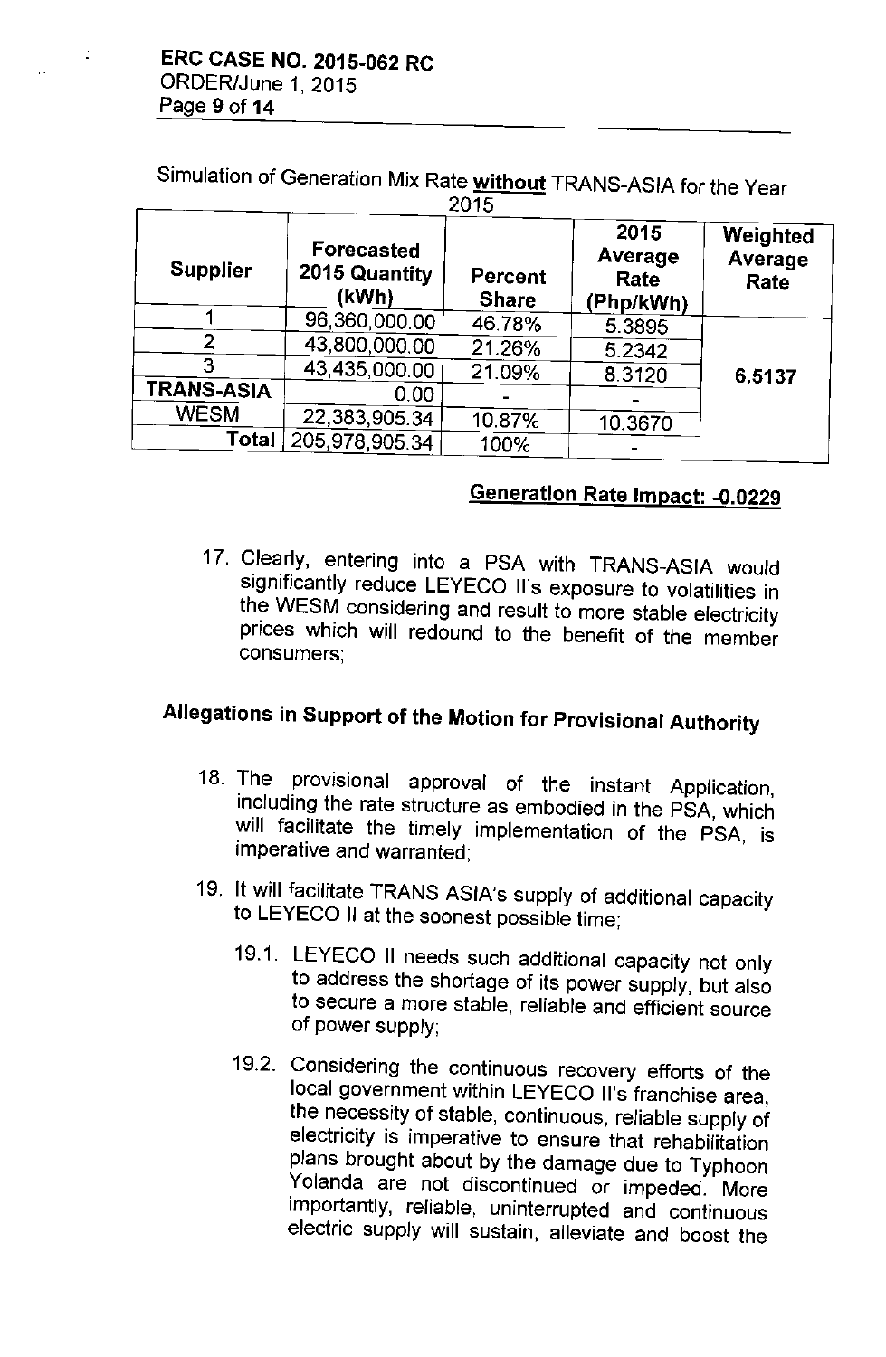Simulation of Generation Mix Rate **without** TRANS-ASIA for the Year 2015

| Supplier | Forecasted 2015 Quantity (kWh) | Percent Share | 2015 Average Rate (Php/kWh) | Weighted Average Rate |
|---|---|---|---|---|
| 1 | 96,360,000.00 | 46.78% | 5.3895 | 6.5137 |
| 2 | 43,800,000.00 | 21.26% | 5.2342 | |
| 3 | 43,435,000.00 | 21.09% | 8.3120 | |
| TRANS-ASIA | 0.00 | - | - | |
| WESM | 22,383,905.34 | 10.87% | 10.3670 | |
| Total | 205,978,905.34 | 100% | - | |

**Generation Rate Impact: -0.0229**

17. Clearly, entering into a PSA with TRANS-ASIA would significantly reduce LEYECO II's exposure to volatilities in the WESM considering and result to more stable electricity prices which will redound to the benefit of the member consumers;

## Allegations in Support of the Motion for Provisional Authority

18. The provisional approval of the instant Application, including the rate structure as embodied in the PSA, which will facilitate the timely implementation of the PSA, is imperative and warranted;

19. It will facilitate TRANS ASIA's supply of additional capacity to LEYECO II at the soonest possible time;

    19.1. LEYECO II needs such additional capacity not only to address the shortage of its power supply, but also to secure a more stable, reliable and efficient source of power supply;

    19.2. Considering the continuous recovery efforts of the local government within LEYECO II's franchise area, the necessity of stable, continuous, reliable supply of electricity is imperative to ensure that rehabilitation plans brought about by the damage due to Typhoon Yolanda are not discontinued or impeded. More importantly, reliable, uninterrupted and continuous electric supply will sustain, alleviate and boost the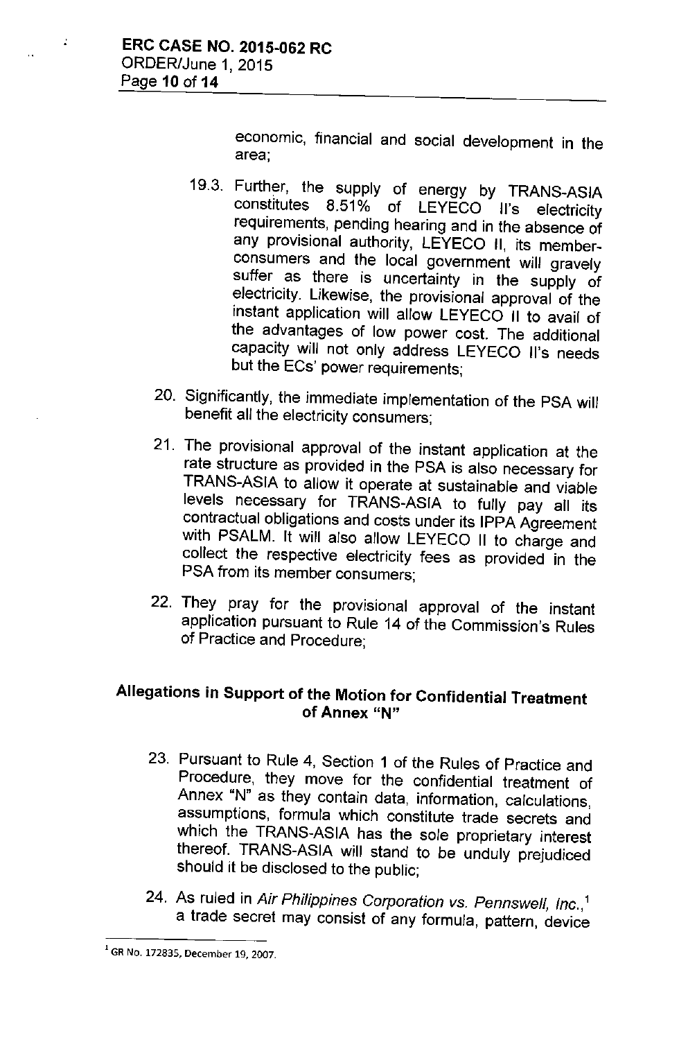economic, financial and social development in the area;

19.3. Further, the supply of energy by TRANS-ASIA constitutes 8.51% of LEYECO II's electricity requirements, pending hearing and in the absence of any provisional authority, LEYECO II, its member-consumers and the local government will gravely suffer as there is uncertainty in the supply of electricity. Likewise, the provisional approval of the instant application will allow LEYECO II to avail of the advantages of low power cost. The additional capacity will not only address LEYECO II's needs but the ECs' power requirements;

20. Significantly, the immediate implementation of the PSA will benefit all the electricity consumers;

21. The provisional approval of the instant application at the rate structure as provided in the PSA is also necessary for TRANS-ASIA to allow it operate at sustainable and viable levels necessary for TRANS-ASIA to fully pay all its contractual obligations and costs under its IPPA Agreement with PSALM. It will also allow LEYECO II to charge and collect the respective electricity fees as provided in the PSA from its member consumers;

22. They pray for the provisional approval of the instant application pursuant to Rule 14 of the Commission's Rules of Practice and Procedure;

## Allegations in Support of the Motion for Confidential Treatment of Annex "N"

23. Pursuant to Rule 4, Section 1 of the Rules of Practice and Procedure, they move for the confidential treatment of Annex "N" as they contain data, information, calculations, assumptions, formula which constitute trade secrets and which the TRANS-ASIA has the sole proprietary interest thereof. TRANS-ASIA will stand to be unduly prejudiced should it be disclosed to the public;

24. As ruled in *Air Philippines Corporation vs. Pennswell, Inc.*,[1] a trade secret may consist of any formula, pattern, device

[1] GR No. 172835, December 19, 2007.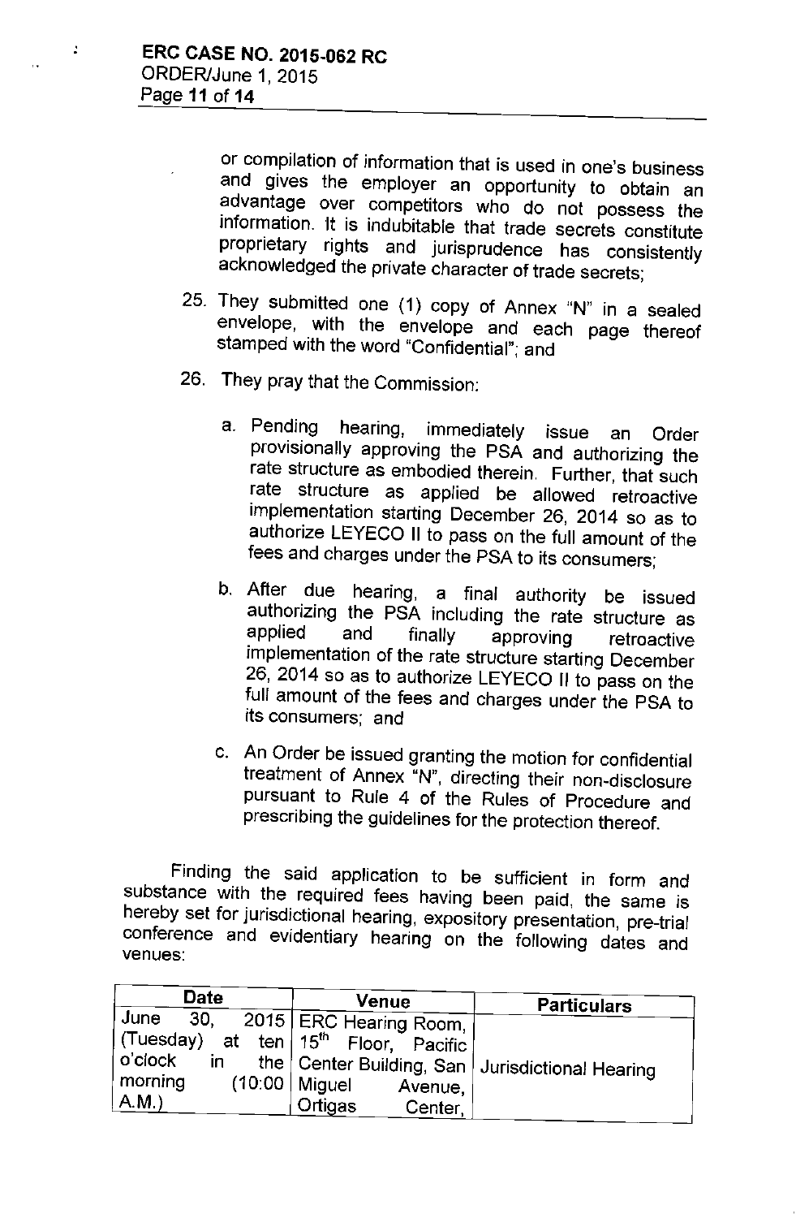or compilation of information that is used in one's business and gives the employer an opportunity to obtain an advantage over competitors who do not possess the information. It is indubitable that trade secrets constitute proprietary rights and jurisprudence has consistently acknowledged the private character of trade secrets;

25. They submitted one (1) copy of Annex "N" in a sealed envelope, with the envelope and each page thereof stamped with the word "Confidential"; and

26. They pray that the Commission:

    a. Pending hearing, immediately issue an Order provisionally approving the PSA and authorizing the rate structure as embodied therein. Further, that such rate structure as applied be allowed retroactive implementation starting December 26, 2014 so as to authorize LEYECO II to pass on the full amount of the fees and charges under the PSA to its consumers;

    b. After due hearing, a final authority be issued authorizing the PSA including the rate structure as applied and finally approving retroactive implementation of the rate structure starting December 26, 2014 so as to authorize LEYECO II to pass on the full amount of the fees and charges under the PSA to its consumers; and

    c. An Order be issued granting the motion for confidential treatment of Annex "N", directing their non-disclosure pursuant to Rule 4 of the Rules of Procedure and prescribing the guidelines for the protection thereof.

Finding the said application to be sufficient in form and substance with the required fees having been paid, the same is hereby set for jurisdictional hearing, expository presentation, pre-trial conference and evidentiary hearing on the following dates and venues:

| Date | Venue | Particulars |
|---|---|---|
| June 30, 2015 (Tuesday) at ten o'clock in the morning (10:00 A.M.) | ERC Hearing Room, 15th Floor, Pacific Center Building, San Miguel Avenue, Ortigas Center, | Jurisdictional Hearing |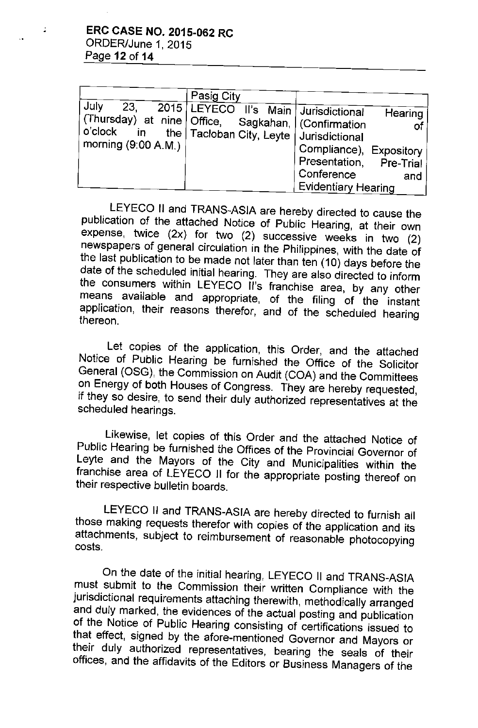| | Pasig City | |
|---|---|---|
| July 23, 2015 (Thursday) at nine o'clock in the morning (9:00 A.M.) | LEYECO II's Main Office, Sagkahan, Tacloban City, Leyte | Jurisdictional Hearing (Confirmation of Jurisdictional Compliance), Expository Presentation, Pre-Trial Conference and Evidentiary Hearing |

LEYECO II and TRANS-ASIA are hereby directed to cause the publication of the attached Notice of Public Hearing, at their own expense, twice (2x) for two (2) successive weeks in two (2) newspapers of general circulation in the Philippines, with the date of the last publication to be made not later than ten (10) days before the date of the scheduled initial hearing. They are also directed to inform the consumers within LEYECO II's franchise area, by any other means available and appropriate, of the filing of the instant application, their reasons therefor, and of the scheduled hearing thereon.

Let copies of the application, this Order, and the attached Notice of Public Hearing be furnished the Office of the Solicitor General (OSG), the Commission on Audit (COA) and the Committees on Energy of both Houses of Congress. They are hereby requested, if they so desire, to send their duly authorized representatives at the scheduled hearings.

Likewise, let copies of this Order and the attached Notice of Public Hearing be furnished the Offices of the Provincial Governor of Leyte and the Mayors of the City and Municipalities within the franchise area of LEYECO II for the appropriate posting thereof on their respective bulletin boards.

LEYECO II and TRANS-ASIA are hereby directed to furnish all those making requests therefor with copies of the application and its attachments, subject to reimbursement of reasonable photocopying costs.

On the date of the initial hearing, LEYECO II and TRANS-ASIA must submit to the Commission their written Compliance with the jurisdictional requirements attaching therewith, methodically arranged and duly marked, the evidences of the actual posting and publication of the Notice of Public Hearing consisting of certifications issued to that effect, signed by the afore-mentioned Governor and Mayors or their duly authorized representatives, bearing the seals of their offices, and the affidavits of the Editors or Business Managers of the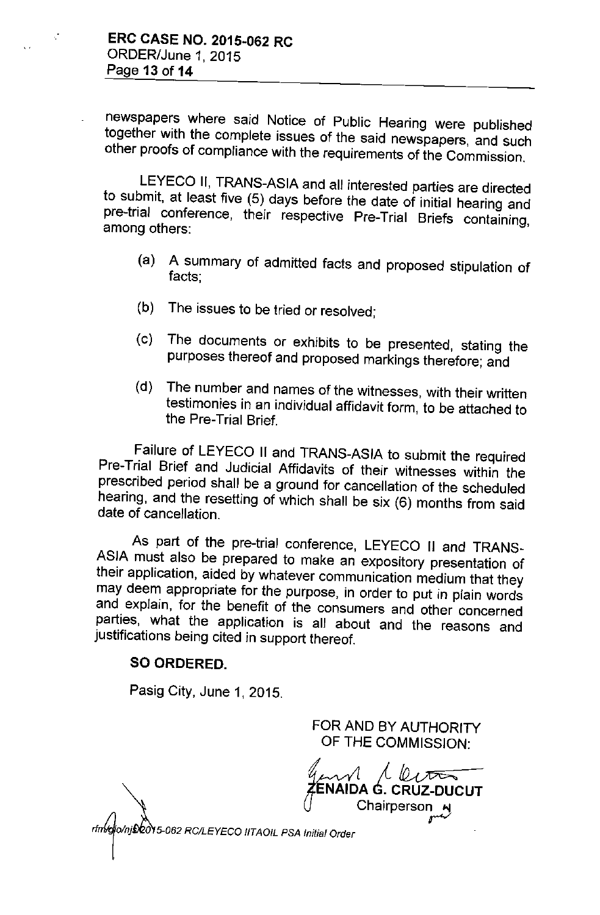newspapers where said Notice of Public Hearing were published together with the complete issues of the said newspapers, and such other proofs of compliance with the requirements of the Commission.

LEYECO II, TRANS-ASIA and all interested parties are directed to submit, at least five (5) days before the date of initial hearing and pre-trial conference, their respective Pre-Trial Briefs containing, among others:

(a) A summary of admitted facts and proposed stipulation of facts;

(b) The issues to be tried or resolved;

(c) The documents or exhibits to be presented, stating the purposes thereof and proposed markings therefore; and

(d) The number and names of the witnesses, with their written testimonies in an individual affidavit form, to be attached to the Pre-Trial Brief.

Failure of LEYECO II and TRANS-ASIA to submit the required Pre-Trial Brief and Judicial Affidavits of their witnesses within the prescribed period shall be a ground for cancellation of the scheduled hearing, and the resetting of which shall be six (6) months from said date of cancellation.

As part of the pre-trial conference, LEYECO II and TRANS-ASIA must also be prepared to make an expository presentation of their application, aided by whatever communication medium that they may deem appropriate for the purpose, in order to put in plain words and explain, for the benefit of the consumers and other concerned parties, what the application is all about and the reasons and justifications being cited in support thereof.

**SO ORDERED.**

Pasig City, June 1, 2015.

FOR AND BY AUTHORITY
OF THE COMMISSION:

**ZENAIDA G. CRUZ-DUCUT**
Chairperson

*rfm/glo/nj/2015-062 RC/LEYECO II/TAOIL PSA Initial Order*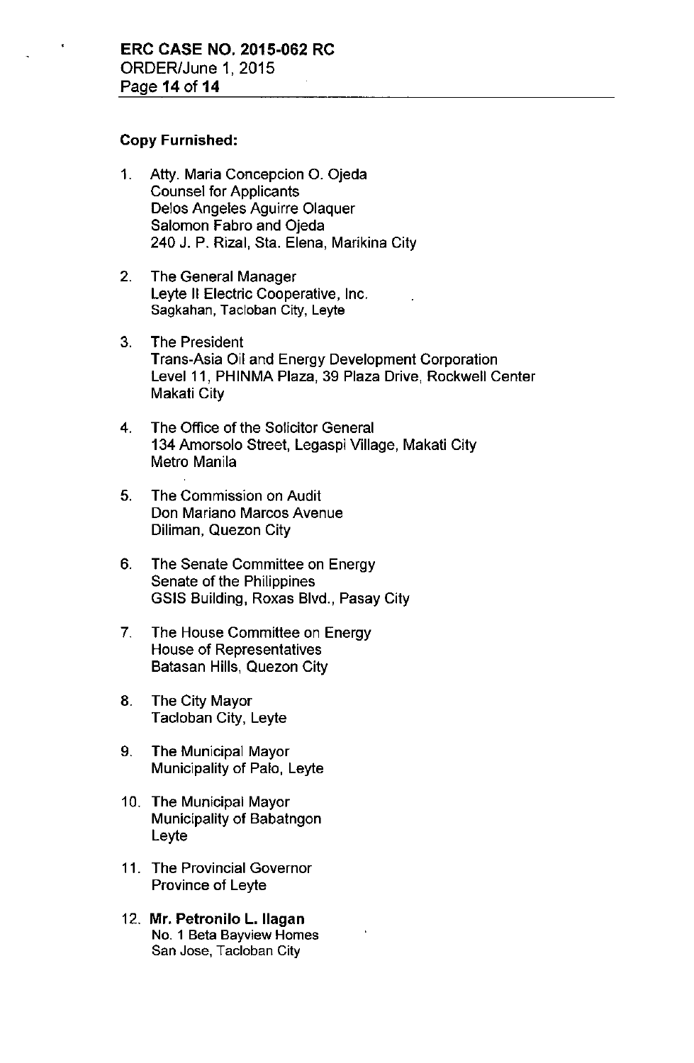**Copy Furnished:**

1. Atty. Maria Concepcion O. Ojeda
   Counsel for Applicants
   Delos Angeles Aguirre Olaquer
   Salomon Fabro and Ojeda
   240 J. P. Rizal, Sta. Elena, Marikina City

2. The General Manager
   Leyte II Electric Cooperative, Inc.
   Sagkahan, Tacloban City, Leyte

3. The President
   Trans-Asia Oil and Energy Development Corporation
   Level 11, PHINMA Plaza, 39 Plaza Drive, Rockwell Center
   Makati City

4. The Office of the Solicitor General
   134 Amorsolo Street, Legaspi Village, Makati City
   Metro Manila

5. The Commission on Audit
   Don Mariano Marcos Avenue
   Diliman, Quezon City

6. The Senate Committee on Energy
   Senate of the Philippines
   GSIS Building, Roxas Blvd., Pasay City

7. The House Committee on Energy
   House of Representatives
   Batasan Hills, Quezon City

8. The City Mayor
   Tacloban City, Leyte

9. The Municipal Mayor
   Municipality of Palo, Leyte

10. The Municipal Mayor
    Municipality of Babatngon
    Leyte

11. The Provincial Governor
    Province of Leyte

12. **Mr. Petronilo L. Ilagan**
    No. 1 Beta Bayview Homes
    San Jose, Tacloban City